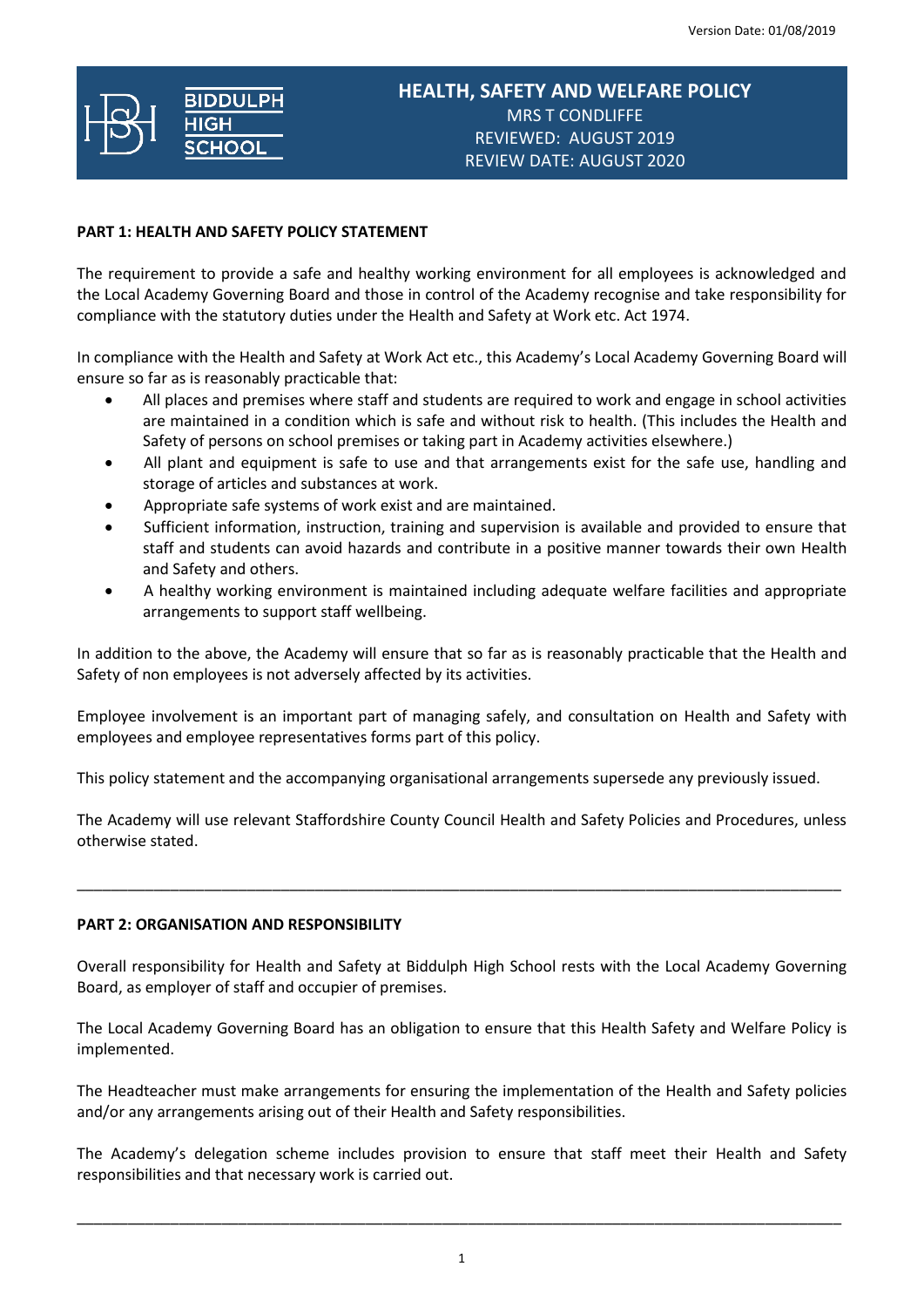Version Date: 01/08/2019

BIDDULPH HIGH SCHOOL

# HEALTH, SAFETY AND WELFARE POLICY

MRS T CONDLIFFE
REVIEWED: AUGUST 2019
REVIEW DATE: AUGUST 2020

## PART 1: HEALTH AND SAFETY POLICY STATEMENT

The requirement to provide a safe and healthy working environment for all employees is acknowledged and the Local Academy Governing Board and those in control of the Academy recognise and take responsibility for compliance with the statutory duties under the Health and Safety at Work etc. Act 1974.

In compliance with the Health and Safety at Work Act etc., this Academy's Local Academy Governing Board will ensure so far as is reasonably practicable that:

- All places and premises where staff and students are required to work and engage in school activities are maintained in a condition which is safe and without risk to health. (This includes the Health and Safety of persons on school premises or taking part in Academy activities elsewhere.)
- All plant and equipment is safe to use and that arrangements exist for the safe use, handling and storage of articles and substances at work.
- Appropriate safe systems of work exist and are maintained.
- Sufficient information, instruction, training and supervision is available and provided to ensure that staff and students can avoid hazards and contribute in a positive manner towards their own Health and Safety and others.
- A healthy working environment is maintained including adequate welfare facilities and appropriate arrangements to support staff wellbeing.

In addition to the above, the Academy will ensure that so far as is reasonably practicable that the Health and Safety of non employees is not adversely affected by its activities.

Employee involvement is an important part of managing safely, and consultation on Health and Safety with employees and employee representatives forms part of this policy.

This policy statement and the accompanying organisational arrangements supersede any previously issued.

The Academy will use relevant Staffordshire County Council Health and Safety Policies and Procedures, unless otherwise stated.

---

## PART 2: ORGANISATION AND RESPONSIBILITY

Overall responsibility for Health and Safety at Biddulph High School rests with the Local Academy Governing Board, as employer of staff and occupier of premises.

The Local Academy Governing Board has an obligation to ensure that this Health Safety and Welfare Policy is implemented.

The Headteacher must make arrangements for ensuring the implementation of the Health and Safety policies and/or any arrangements arising out of their Health and Safety responsibilities.

The Academy's delegation scheme includes provision to ensure that staff meet their Health and Safety responsibilities and that necessary work is carried out.

---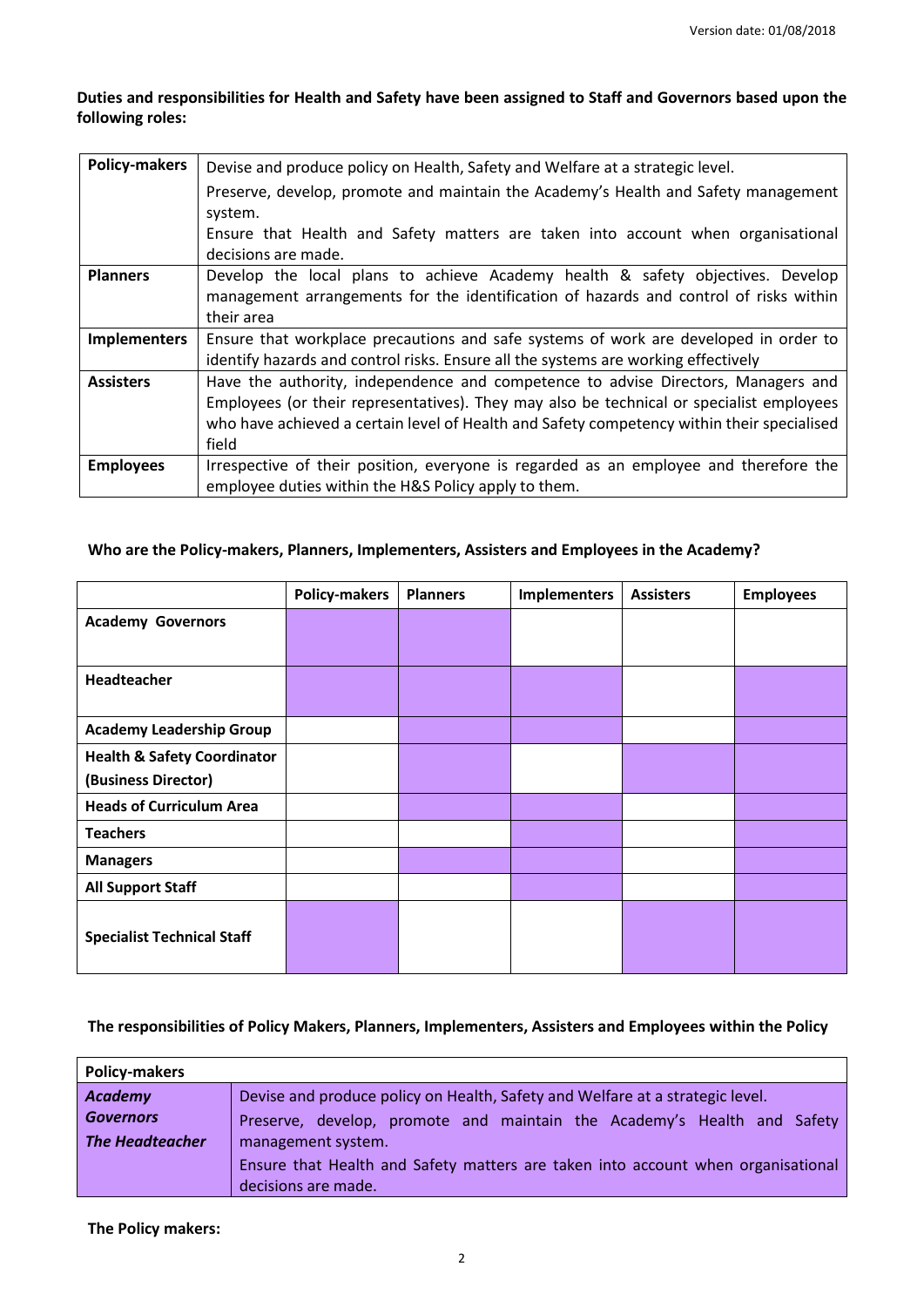**Duties and responsibilities for Health and Safety have been assigned to Staff and Governors based upon the following roles:**

| | |
|---|---|
| **Policy-makers** | Devise and produce policy on Health, Safety and Welfare at a strategic level.<br>Preserve, develop, promote and maintain the Academy's Health and Safety management system.<br>Ensure that Health and Safety matters are taken into account when organisational decisions are made. |
| **Planners** | Develop the local plans to achieve Academy health & safety objectives. Develop management arrangements for the identification of hazards and control of risks within their area |
| **Implementers** | Ensure that workplace precautions and safe systems of work are developed in order to identify hazards and control risks. Ensure all the systems are working effectively |
| **Assisters** | Have the authority, independence and competence to advise Directors, Managers and Employees (or their representatives). They may also be technical or specialist employees who have achieved a certain level of Health and Safety competency within their specialised field |
| **Employees** | Irrespective of their position, everyone is regarded as an employee and therefore the employee duties within the H&S Policy apply to them. |

**Who are the Policy-makers, Planners, Implementers, Assisters and Employees in the Academy?**

| | Policy-makers | Planners | Implementers | Assisters | Employees |
|---|---|---|---|---|---|
| **Academy Governors** | ✓ | ✓ | | | |
| **Headteacher** | ✓ | ✓ | ✓ | | ✓ |
| **Academy Leadership Group** | | ✓ | ✓ | | ✓ |
| **Health & Safety Coordinator (Business Director)** | | ✓ | | ✓ | ✓ |
| **Heads of Curriculum Area** | | ✓ | ✓ | | ✓ |
| **Teachers** | | | ✓ | | ✓ |
| **Managers** | | ✓ | ✓ | | ✓ |
| **All Support Staff** | | | ✓ | | ✓ |
| **Specialist Technical Staff** | ✓ | | | ✓ | ✓ |

**The responsibilities of Policy Makers, Planners, Implementers, Assisters and Employees within the Policy**

| **Policy-makers** | |
|---|---|
| ***Academy Governors***<br>***The Headteacher*** | Devise and produce policy on Health, Safety and Welfare at a strategic level.<br>Preserve, develop, promote and maintain the Academy's Health and Safety management system.<br>Ensure that Health and Safety matters are taken into account when organisational decisions are made. |

**The Policy makers:**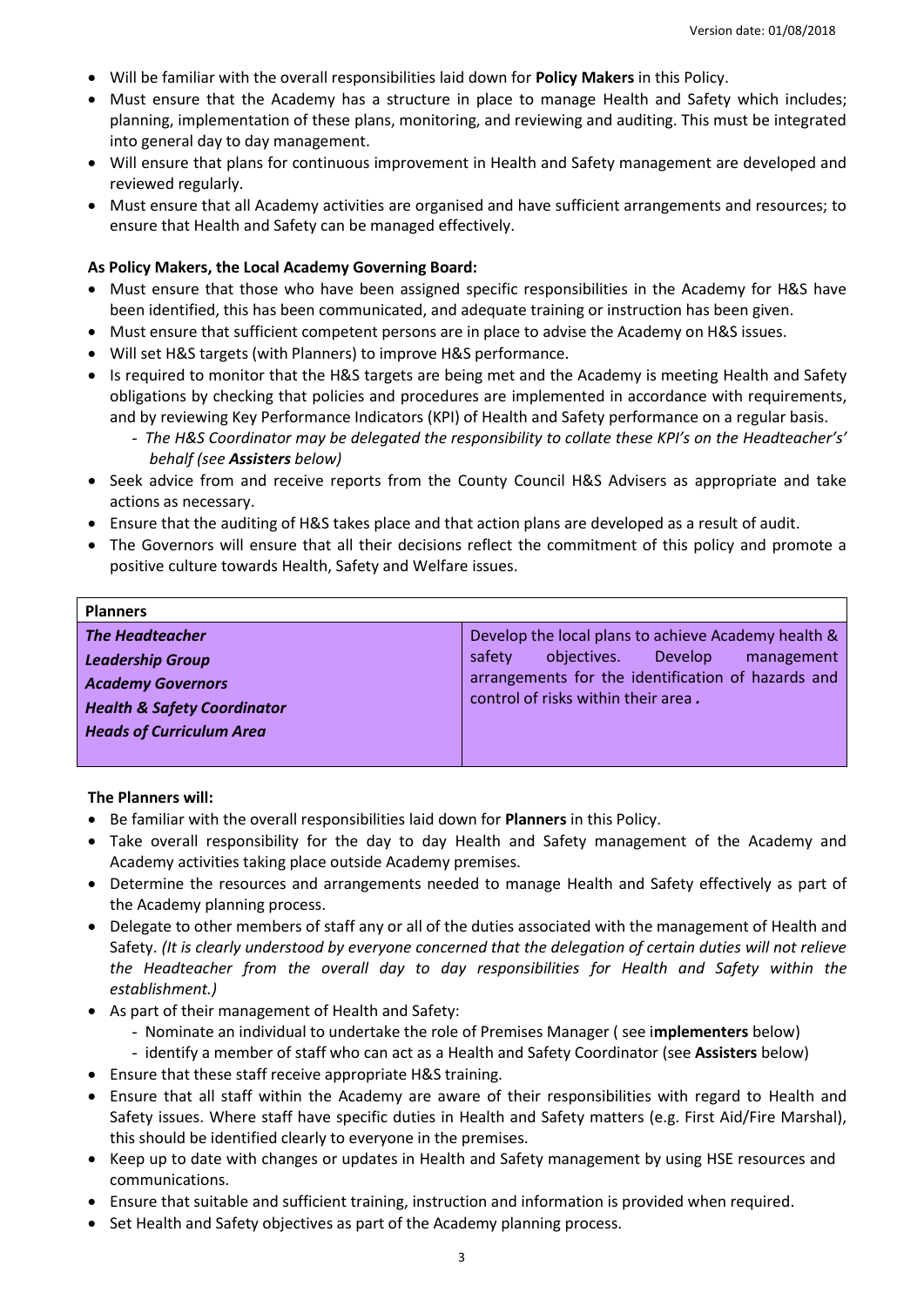- Will be familiar with the overall responsibilities laid down for **Policy Makers** in this Policy.
- Must ensure that the Academy has a structure in place to manage Health and Safety which includes; planning, implementation of these plans, monitoring, and reviewing and auditing. This must be integrated into general day to day management.
- Will ensure that plans for continuous improvement in Health and Safety management are developed and reviewed regularly.
- Must ensure that all Academy activities are organised and have sufficient arrangements and resources; to ensure that Health and Safety can be managed effectively.

**As Policy Makers, the Local Academy Governing Board:**

- Must ensure that those who have been assigned specific responsibilities in the Academy for H&S have been identified, this has been communicated, and adequate training or instruction has been given.
- Must ensure that sufficient competent persons are in place to advise the Academy on H&S issues.
- Will set H&S targets (with Planners) to improve H&S performance.
- Is required to monitor that the H&S targets are being met and the Academy is meeting Health and Safety obligations by checking that policies and procedures are implemented in accordance with requirements, and by reviewing Key Performance Indicators (KPI) of Health and Safety performance on a regular basis.
    - *The H&S Coordinator may be delegated the responsibility to collate these KPI's on the Headteacher's' behalf (see **Assisters** below)*
- Seek advice from and receive reports from the County Council H&S Advisers as appropriate and take actions as necessary.
- Ensure that the auditing of H&S takes place and that action plans are developed as a result of audit.
- The Governors will ensure that all their decisions reflect the commitment of this policy and promote a positive culture towards Health, Safety and Welfare issues.

| **Planners** | |
|---|---|
| ***The Headteacher***<br>***Leadership Group***<br>***Academy Governors***<br>***Health & Safety Coordinator***<br>***Heads of Curriculum Area*** | Develop the local plans to achieve Academy health & safety objectives. Develop management arrangements for the identification of hazards and control of risks within their area**.** |

**The Planners will:**

- Be familiar with the overall responsibilities laid down for **Planners** in this Policy.
- Take overall responsibility for the day to day Health and Safety management of the Academy and Academy activities taking place outside Academy premises.
- Determine the resources and arrangements needed to manage Health and Safety effectively as part of the Academy planning process.
- Delegate to other members of staff any or all of the duties associated with the management of Health and Safety. *(It is clearly understood by everyone concerned that the delegation of certain duties will not relieve the Headteacher from the overall day to day responsibilities for Health and Safety within the establishment.)*
- As part of their management of Health and Safety:
    - Nominate an individual to undertake the role of Premises Manager ( see i**mplementers** below)
    - identify a member of staff who can act as a Health and Safety Coordinator (see **Assisters** below)
- Ensure that these staff receive appropriate H&S training.
- Ensure that all staff within the Academy are aware of their responsibilities with regard to Health and Safety issues. Where staff have specific duties in Health and Safety matters (e.g. First Aid/Fire Marshal), this should be identified clearly to everyone in the premises.
- Keep up to date with changes or updates in Health and Safety management by using HSE resources and communications.
- Ensure that suitable and sufficient training, instruction and information is provided when required.
- Set Health and Safety objectives as part of the Academy planning process.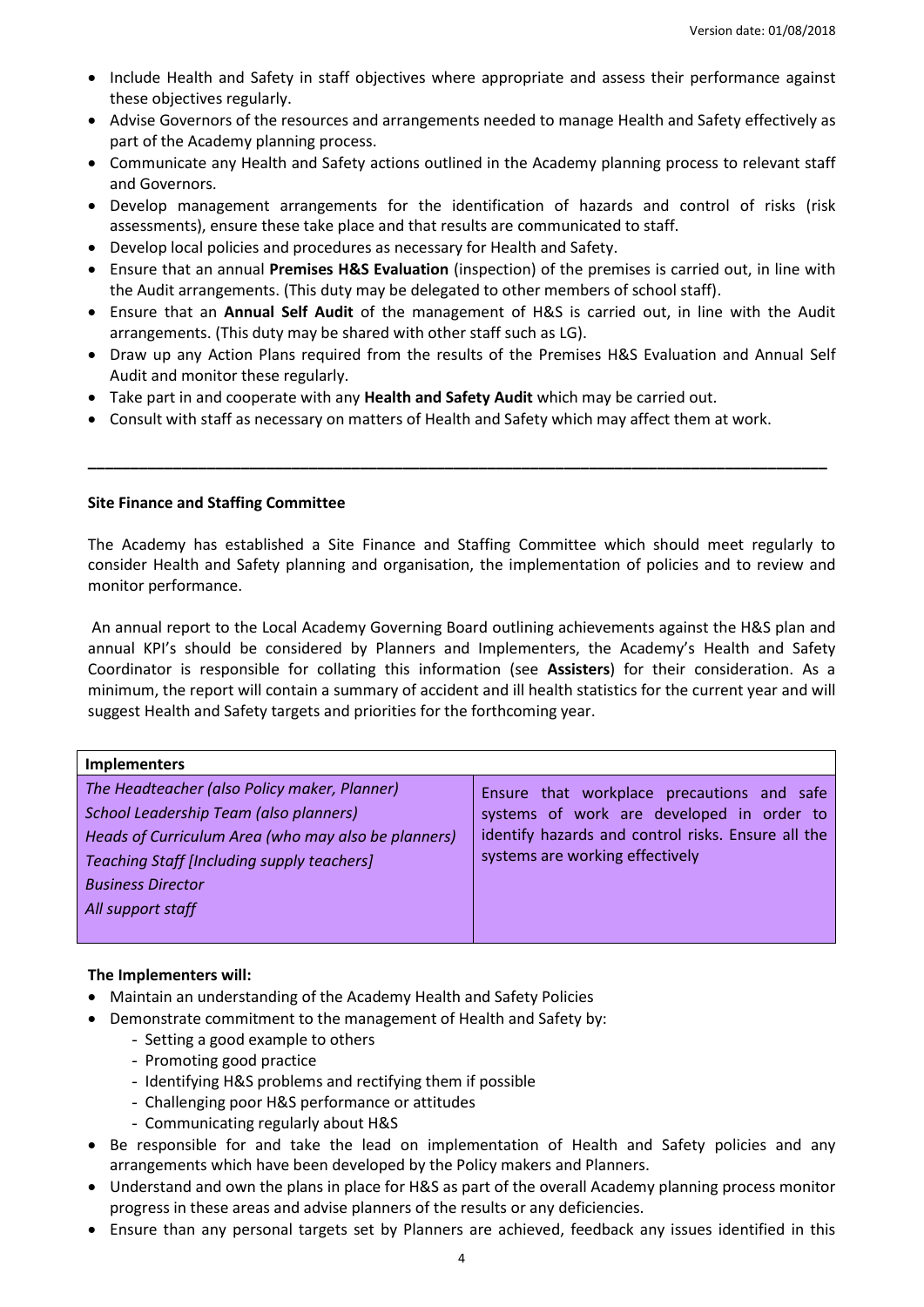- Include Health and Safety in staff objectives where appropriate and assess their performance against these objectives regularly.
- Advise Governors of the resources and arrangements needed to manage Health and Safety effectively as part of the Academy planning process.
- Communicate any Health and Safety actions outlined in the Academy planning process to relevant staff and Governors.
- Develop management arrangements for the identification of hazards and control of risks (risk assessments), ensure these take place and that results are communicated to staff.
- Develop local policies and procedures as necessary for Health and Safety.
- Ensure that an annual **Premises H&S Evaluation** (inspection) of the premises is carried out, in line with the Audit arrangements. (This duty may be delegated to other members of school staff).
- Ensure that an **Annual Self Audit** of the management of H&S is carried out, in line with the Audit arrangements. (This duty may be shared with other staff such as LG).
- Draw up any Action Plans required from the results of the Premises H&S Evaluation and Annual Self Audit and monitor these regularly.
- Take part in and cooperate with any **Health and Safety Audit** which may be carried out.
- Consult with staff as necessary on matters of Health and Safety which may affect them at work.

---

**Site Finance and Staffing Committee**

The Academy has established a Site Finance and Staffing Committee which should meet regularly to consider Health and Safety planning and organisation, the implementation of policies and to review and monitor performance.

An annual report to the Local Academy Governing Board outlining achievements against the H&S plan and annual KPI's should be considered by Planners and Implementers, the Academy's Health and Safety Coordinator is responsible for collating this information (see **Assisters**) for their consideration. As a minimum, the report will contain a summary of accident and ill health statistics for the current year and will suggest Health and Safety targets and priorities for the forthcoming year.

| **Implementers** | |
|---|---|
| *The Headteacher (also Policy maker, Planner)*<br>*School Leadership Team (also planners)*<br>*Heads of Curriculum Area (who may also be planners)*<br>*Teaching Staff [Including supply teachers]*<br>*Business Director*<br>*All support staff* | Ensure that workplace precautions and safe systems of work are developed in order to identify hazards and control risks. Ensure all the systems are working effectively |

**The Implementers will:**

- Maintain an understanding of the Academy Health and Safety Policies
- Demonstrate commitment to the management of Health and Safety by:
  - Setting a good example to others
  - Promoting good practice
  - Identifying H&S problems and rectifying them if possible
  - Challenging poor H&S performance or attitudes
  - Communicating regularly about H&S
- Be responsible for and take the lead on implementation of Health and Safety policies and any arrangements which have been developed by the Policy makers and Planners.
- Understand and own the plans in place for H&S as part of the overall Academy planning process monitor progress in these areas and advise planners of the results or any deficiencies.
- Ensure than any personal targets set by Planners are achieved, feedback any issues identified in this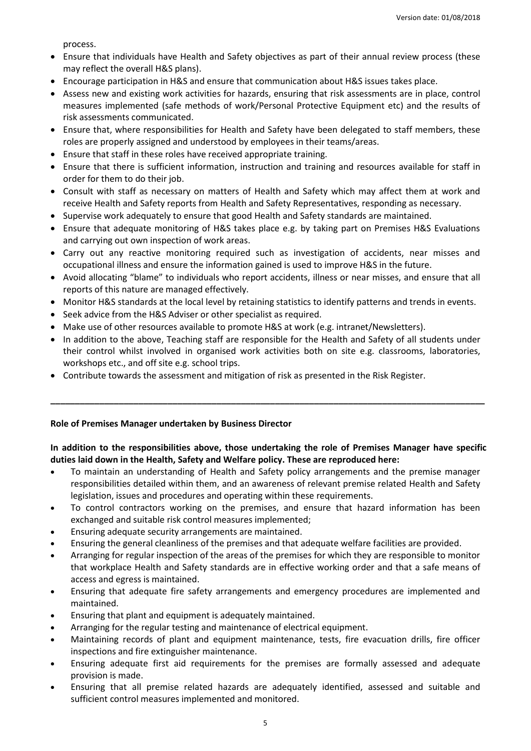process.

- Ensure that individuals have Health and Safety objectives as part of their annual review process (these may reflect the overall H&S plans).
- Encourage participation in H&S and ensure that communication about H&S issues takes place.
- Assess new and existing work activities for hazards, ensuring that risk assessments are in place, control measures implemented (safe methods of work/Personal Protective Equipment etc) and the results of risk assessments communicated.
- Ensure that, where responsibilities for Health and Safety have been delegated to staff members, these roles are properly assigned and understood by employees in their teams/areas.
- Ensure that staff in these roles have received appropriate training.
- Ensure that there is sufficient information, instruction and training and resources available for staff in order for them to do their job.
- Consult with staff as necessary on matters of Health and Safety which may affect them at work and receive Health and Safety reports from Health and Safety Representatives, responding as necessary.
- Supervise work adequately to ensure that good Health and Safety standards are maintained.
- Ensure that adequate monitoring of H&S takes place e.g. by taking part on Premises H&S Evaluations and carrying out own inspection of work areas.
- Carry out any reactive monitoring required such as investigation of accidents, near misses and occupational illness and ensure the information gained is used to improve H&S in the future.
- Avoid allocating "blame" to individuals who report accidents, illness or near misses, and ensure that all reports of this nature are managed effectively.
- Monitor H&S standards at the local level by retaining statistics to identify patterns and trends in events.
- Seek advice from the H&S Adviser or other specialist as required.
- Make use of other resources available to promote H&S at work (e.g. intranet/Newsletters).
- In addition to the above, Teaching staff are responsible for the Health and Safety of all students under their control whilst involved in organised work activities both on site e.g. classrooms, laboratories, workshops etc., and off site e.g. school trips.
- Contribute towards the assessment and mitigation of risk as presented in the Risk Register.

---

**Role of Premises Manager undertaken by Business Director**

**In addition to the responsibilities above, those undertaking the role of Premises Manager have specific duties laid down in the Health, Safety and Welfare policy. These are reproduced here:**

- To maintain an understanding of Health and Safety policy arrangements and the premise manager responsibilities detailed within them, and an awareness of relevant premise related Health and Safety legislation, issues and procedures and operating within these requirements.
- To control contractors working on the premises, and ensure that hazard information has been exchanged and suitable risk control measures implemented;
- Ensuring adequate security arrangements are maintained.
- Ensuring the general cleanliness of the premises and that adequate welfare facilities are provided.
- Arranging for regular inspection of the areas of the premises for which they are responsible to monitor that workplace Health and Safety standards are in effective working order and that a safe means of access and egress is maintained.
- Ensuring that adequate fire safety arrangements and emergency procedures are implemented and maintained.
- Ensuring that plant and equipment is adequately maintained.
- Arranging for the regular testing and maintenance of electrical equipment.
- Maintaining records of plant and equipment maintenance, tests, fire evacuation drills, fire officer inspections and fire extinguisher maintenance.
- Ensuring adequate first aid requirements for the premises are formally assessed and adequate provision is made.
- Ensuring that all premise related hazards are adequately identified, assessed and suitable and sufficient control measures implemented and monitored.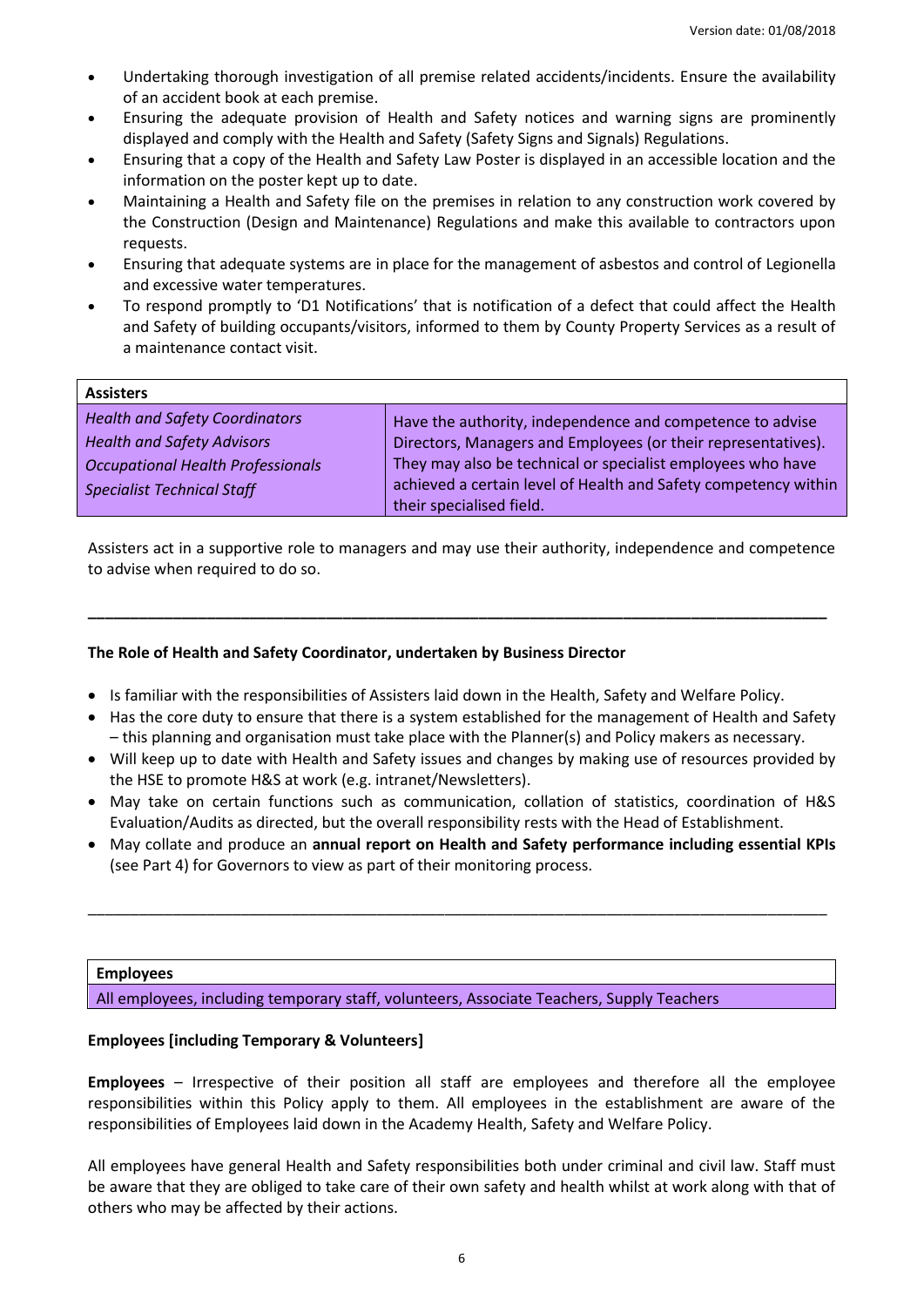- Undertaking thorough investigation of all premise related accidents/incidents. Ensure the availability of an accident book at each premise.
- Ensuring the adequate provision of Health and Safety notices and warning signs are prominently displayed and comply with the Health and Safety (Safety Signs and Signals) Regulations.
- Ensuring that a copy of the Health and Safety Law Poster is displayed in an accessible location and the information on the poster kept up to date.
- Maintaining a Health and Safety file on the premises in relation to any construction work covered by the Construction (Design and Maintenance) Regulations and make this available to contractors upon requests.
- Ensuring that adequate systems are in place for the management of asbestos and control of Legionella and excessive water temperatures.
- To respond promptly to 'D1 Notifications' that is notification of a defect that could affect the Health and Safety of building occupants/visitors, informed to them by County Property Services as a result of a maintenance contact visit.

| **Assisters** | |
|---|---|
| *Health and Safety Coordinators*<br>*Health and Safety Advisors*<br>*Occupational Health Professionals*<br>*Specialist Technical Staff* | Have the authority, independence and competence to advise Directors, Managers and Employees (or their representatives). They may also be technical or specialist employees who have achieved a certain level of Health and Safety competency within their specialised field. |

Assisters act in a supportive role to managers and may use their authority, independence and competence to advise when required to do so.

---

**The Role of Health and Safety Coordinator, undertaken by Business Director**

- Is familiar with the responsibilities of Assisters laid down in the Health, Safety and Welfare Policy.
- Has the core duty to ensure that there is a system established for the management of Health and Safety – this planning and organisation must take place with the Planner(s) and Policy makers as necessary.
- Will keep up to date with Health and Safety issues and changes by making use of resources provided by the HSE to promote H&S at work (e.g. intranet/Newsletters).
- May take on certain functions such as communication, collation of statistics, coordination of H&S Evaluation/Audits as directed, but the overall responsibility rests with the Head of Establishment.
- May collate and produce an **annual report on Health and Safety performance including essential KPIs** (see Part 4) for Governors to view as part of their monitoring process.

---

| **Employees** |
|---|
| All employees, including temporary staff, volunteers, Associate Teachers, Supply Teachers |

**Employees [including Temporary & Volunteers]**

**Employees** – Irrespective of their position all staff are employees and therefore all the employee responsibilities within this Policy apply to them. All employees in the establishment are aware of the responsibilities of Employees laid down in the Academy Health, Safety and Welfare Policy.

All employees have general Health and Safety responsibilities both under criminal and civil law. Staff must be aware that they are obliged to take care of their own safety and health whilst at work along with that of others who may be affected by their actions.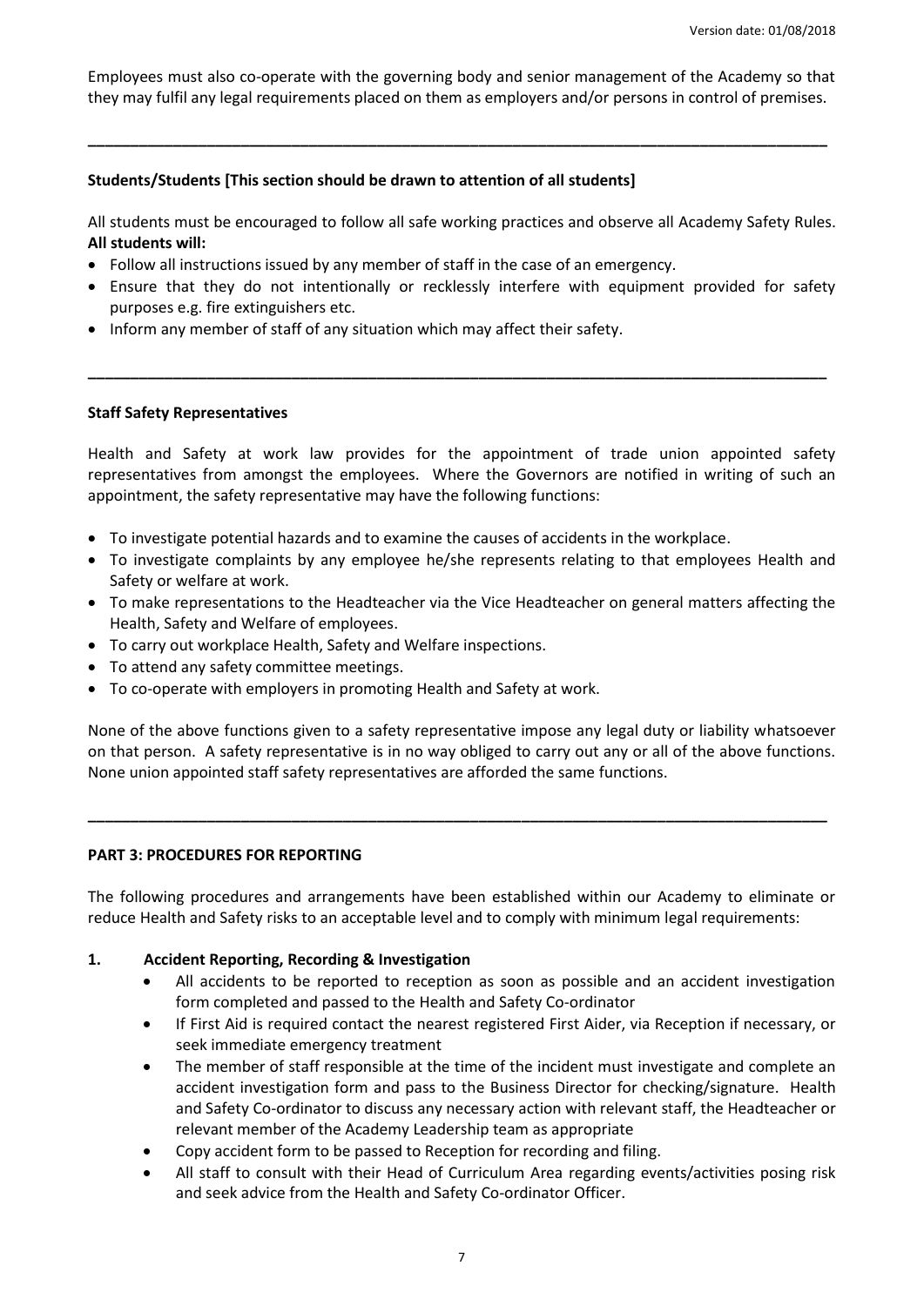Employees must also co-operate with the governing body and senior management of the Academy so that they may fulfil any legal requirements placed on them as employers and/or persons in control of premises.

---

**Students/Students [This section should be drawn to attention of all students]**

All students must be encouraged to follow all safe working practices and observe all Academy Safety Rules.
**All students will:**

- Follow all instructions issued by any member of staff in the case of an emergency.
- Ensure that they do not intentionally or recklessly interfere with equipment provided for safety purposes e.g. fire extinguishers etc.
- Inform any member of staff of any situation which may affect their safety.

---

**Staff Safety Representatives**

Health and Safety at work law provides for the appointment of trade union appointed safety representatives from amongst the employees. Where the Governors are notified in writing of such an appointment, the safety representative may have the following functions:

- To investigate potential hazards and to examine the causes of accidents in the workplace.
- To investigate complaints by any employee he/she represents relating to that employees Health and Safety or welfare at work.
- To make representations to the Headteacher via the Vice Headteacher on general matters affecting the Health, Safety and Welfare of employees.
- To carry out workplace Health, Safety and Welfare inspections.
- To attend any safety committee meetings.
- To co-operate with employers in promoting Health and Safety at work.

None of the above functions given to a safety representative impose any legal duty or liability whatsoever on that person. A safety representative is in no way obliged to carry out any or all of the above functions. None union appointed staff safety representatives are afforded the same functions.

---

**PART 3: PROCEDURES FOR REPORTING**

The following procedures and arrangements have been established within our Academy to eliminate or reduce Health and Safety risks to an acceptable level and to comply with minimum legal requirements:

**1. Accident Reporting, Recording & Investigation**

- All accidents to be reported to reception as soon as possible and an accident investigation form completed and passed to the Health and Safety Co-ordinator
- If First Aid is required contact the nearest registered First Aider, via Reception if necessary, or seek immediate emergency treatment
- The member of staff responsible at the time of the incident must investigate and complete an accident investigation form and pass to the Business Director for checking/signature. Health and Safety Co-ordinator to discuss any necessary action with relevant staff, the Headteacher or relevant member of the Academy Leadership team as appropriate
- Copy accident form to be passed to Reception for recording and filing.
- All staff to consult with their Head of Curriculum Area regarding events/activities posing risk and seek advice from the Health and Safety Co-ordinator Officer.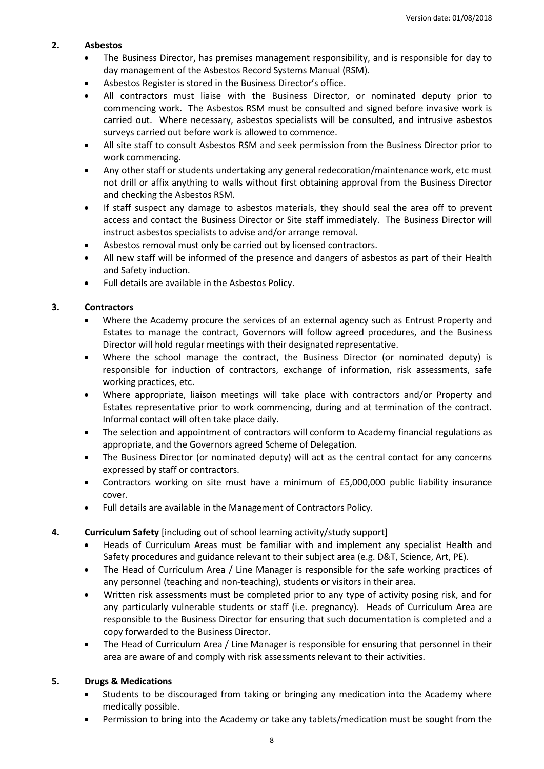## 2. Asbestos

- The Business Director, has premises management responsibility, and is responsible for day to day management of the Asbestos Record Systems Manual (RSM).
- Asbestos Register is stored in the Business Director's office.
- All contractors must liaise with the Business Director, or nominated deputy prior to commencing work. The Asbestos RSM must be consulted and signed before invasive work is carried out. Where necessary, asbestos specialists will be consulted, and intrusive asbestos surveys carried out before work is allowed to commence.
- All site staff to consult Asbestos RSM and seek permission from the Business Director prior to work commencing.
- Any other staff or students undertaking any general redecoration/maintenance work, etc must not drill or affix anything to walls without first obtaining approval from the Business Director and checking the Asbestos RSM.
- If staff suspect any damage to asbestos materials, they should seal the area off to prevent access and contact the Business Director or Site staff immediately. The Business Director will instruct asbestos specialists to advise and/or arrange removal.
- Asbestos removal must only be carried out by licensed contractors.
- All new staff will be informed of the presence and dangers of asbestos as part of their Health and Safety induction.
- Full details are available in the Asbestos Policy.

## 3. Contractors

- Where the Academy procure the services of an external agency such as Entrust Property and Estates to manage the contract, Governors will follow agreed procedures, and the Business Director will hold regular meetings with their designated representative.
- Where the school manage the contract, the Business Director (or nominated deputy) is responsible for induction of contractors, exchange of information, risk assessments, safe working practices, etc.
- Where appropriate, liaison meetings will take place with contractors and/or Property and Estates representative prior to work commencing, during and at termination of the contract. Informal contact will often take place daily.
- The selection and appointment of contractors will conform to Academy financial regulations as appropriate, and the Governors agreed Scheme of Delegation.
- The Business Director (or nominated deputy) will act as the central contact for any concerns expressed by staff or contractors.
- Contractors working on site must have a minimum of £5,000,000 public liability insurance cover.
- Full details are available in the Management of Contractors Policy.

## 4. Curriculum Safety [including out of school learning activity/study support]

- Heads of Curriculum Areas must be familiar with and implement any specialist Health and Safety procedures and guidance relevant to their subject area (e.g. D&T, Science, Art, PE).
- The Head of Curriculum Area / Line Manager is responsible for the safe working practices of any personnel (teaching and non-teaching), students or visitors in their area.
- Written risk assessments must be completed prior to any type of activity posing risk, and for any particularly vulnerable students or staff (i.e. pregnancy). Heads of Curriculum Area are responsible to the Business Director for ensuring that such documentation is completed and a copy forwarded to the Business Director.
- The Head of Curriculum Area / Line Manager is responsible for ensuring that personnel in their area are aware of and comply with risk assessments relevant to their activities.

## 5. Drugs & Medications

- Students to be discouraged from taking or bringing any medication into the Academy where medically possible.
- Permission to bring into the Academy or take any tablets/medication must be sought from the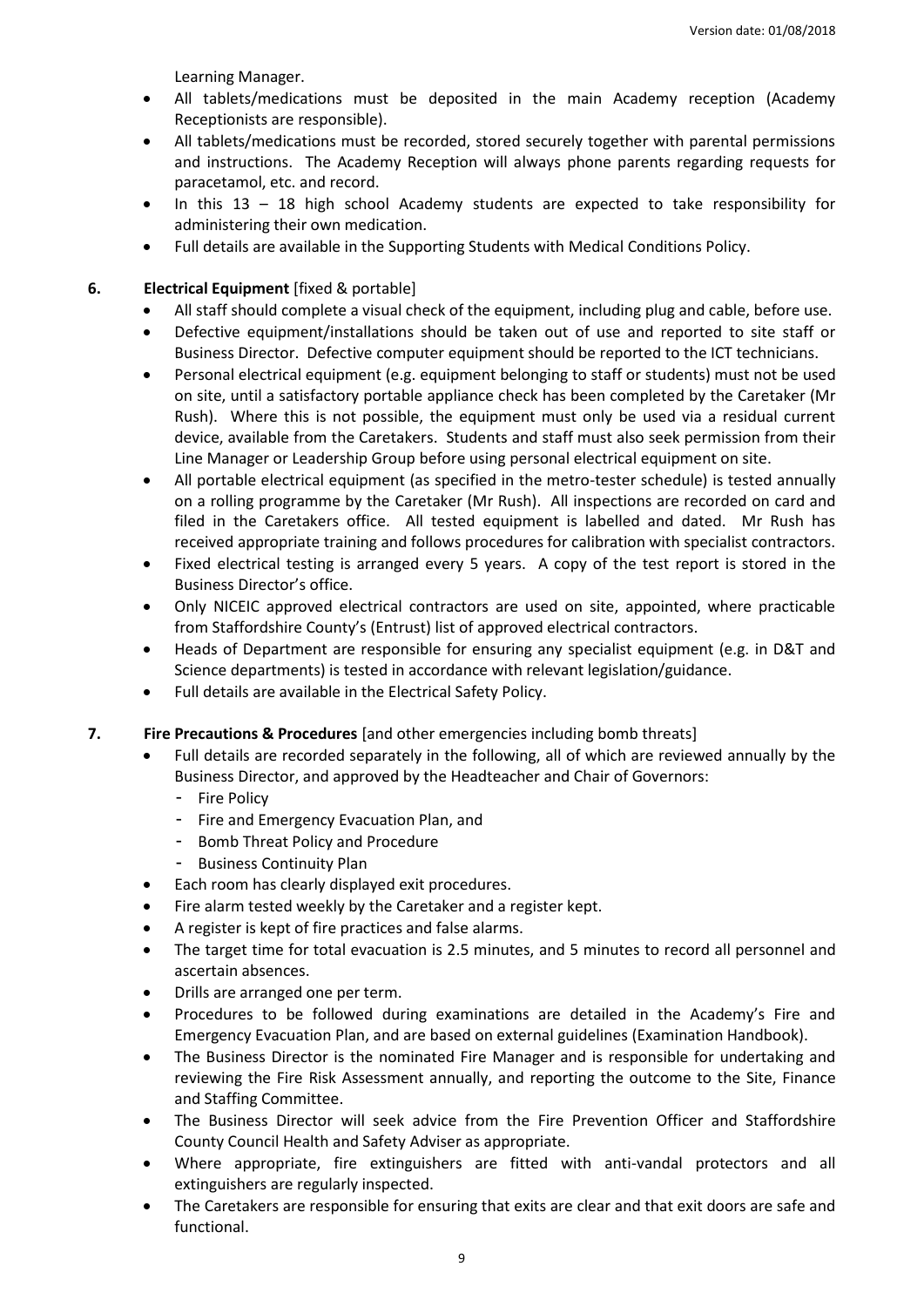Learning Manager.

- All tablets/medications must be deposited in the main Academy reception (Academy Receptionists are responsible).
- All tablets/medications must be recorded, stored securely together with parental permissions and instructions. The Academy Reception will always phone parents regarding requests for paracetamol, etc. and record.
- In this 13 – 18 high school Academy students are expected to take responsibility for administering their own medication.
- Full details are available in the Supporting Students with Medical Conditions Policy.

**6. Electrical Equipment** [fixed & portable]

- All staff should complete a visual check of the equipment, including plug and cable, before use.
- Defective equipment/installations should be taken out of use and reported to site staff or Business Director. Defective computer equipment should be reported to the ICT technicians.
- Personal electrical equipment (e.g. equipment belonging to staff or students) must not be used on site, until a satisfactory portable appliance check has been completed by the Caretaker (Mr Rush). Where this is not possible, the equipment must only be used via a residual current device, available from the Caretakers. Students and staff must also seek permission from their Line Manager or Leadership Group before using personal electrical equipment on site.
- All portable electrical equipment (as specified in the metro-tester schedule) is tested annually on a rolling programme by the Caretaker (Mr Rush). All inspections are recorded on card and filed in the Caretakers office. All tested equipment is labelled and dated. Mr Rush has received appropriate training and follows procedures for calibration with specialist contractors.
- Fixed electrical testing is arranged every 5 years. A copy of the test report is stored in the Business Director's office.
- Only NICEIC approved electrical contractors are used on site, appointed, where practicable from Staffordshire County's (Entrust) list of approved electrical contractors.
- Heads of Department are responsible for ensuring any specialist equipment (e.g. in D&T and Science departments) is tested in accordance with relevant legislation/guidance.
- Full details are available in the Electrical Safety Policy.

**7. Fire Precautions & Procedures** [and other emergencies including bomb threats]

- Full details are recorded separately in the following, all of which are reviewed annually by the Business Director, and approved by the Headteacher and Chair of Governors:
  - Fire Policy
  - Fire and Emergency Evacuation Plan, and
  - Bomb Threat Policy and Procedure
  - Business Continuity Plan
- Each room has clearly displayed exit procedures.
- Fire alarm tested weekly by the Caretaker and a register kept.
- A register is kept of fire practices and false alarms.
- The target time for total evacuation is 2.5 minutes, and 5 minutes to record all personnel and ascertain absences.
- Drills are arranged one per term.
- Procedures to be followed during examinations are detailed in the Academy's Fire and Emergency Evacuation Plan, and are based on external guidelines (Examination Handbook).
- The Business Director is the nominated Fire Manager and is responsible for undertaking and reviewing the Fire Risk Assessment annually, and reporting the outcome to the Site, Finance and Staffing Committee.
- The Business Director will seek advice from the Fire Prevention Officer and Staffordshire County Council Health and Safety Adviser as appropriate.
- Where appropriate, fire extinguishers are fitted with anti-vandal protectors and all extinguishers are regularly inspected.
- The Caretakers are responsible for ensuring that exits are clear and that exit doors are safe and functional.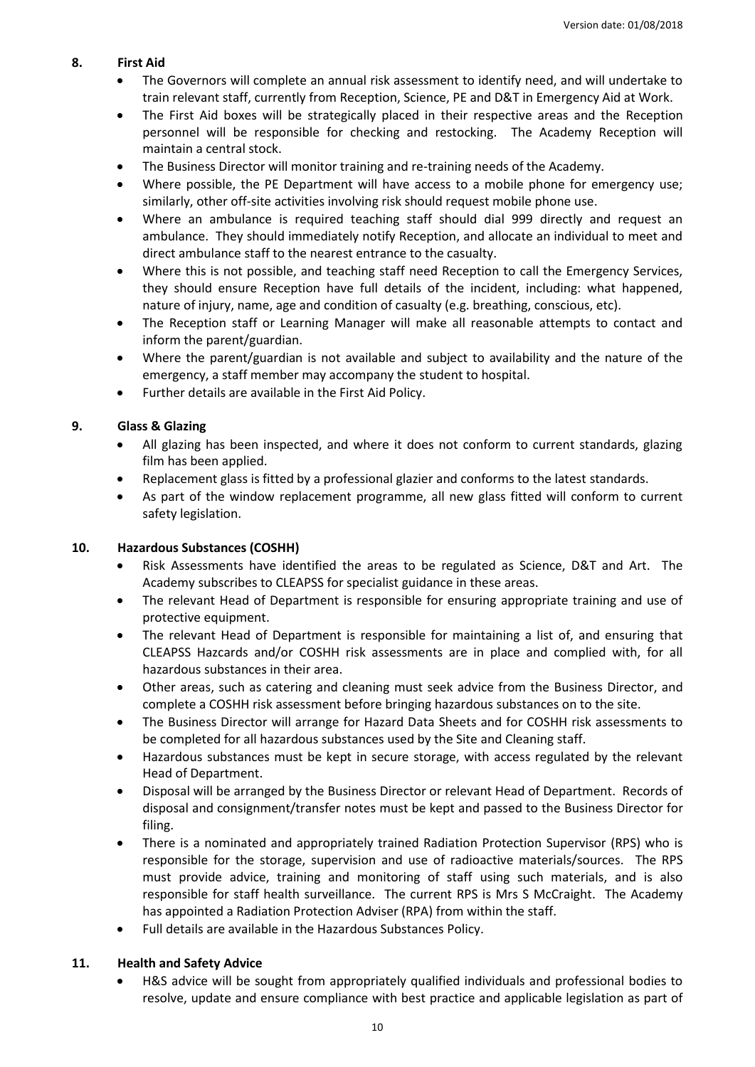## 8. First Aid

- The Governors will complete an annual risk assessment to identify need, and will undertake to train relevant staff, currently from Reception, Science, PE and D&T in Emergency Aid at Work.
- The First Aid boxes will be strategically placed in their respective areas and the Reception personnel will be responsible for checking and restocking. The Academy Reception will maintain a central stock.
- The Business Director will monitor training and re-training needs of the Academy.
- Where possible, the PE Department will have access to a mobile phone for emergency use; similarly, other off-site activities involving risk should request mobile phone use.
- Where an ambulance is required teaching staff should dial 999 directly and request an ambulance. They should immediately notify Reception, and allocate an individual to meet and direct ambulance staff to the nearest entrance to the casualty.
- Where this is not possible, and teaching staff need Reception to call the Emergency Services, they should ensure Reception have full details of the incident, including: what happened, nature of injury, name, age and condition of casualty (e.g. breathing, conscious, etc).
- The Reception staff or Learning Manager will make all reasonable attempts to contact and inform the parent/guardian.
- Where the parent/guardian is not available and subject to availability and the nature of the emergency, a staff member may accompany the student to hospital.
- Further details are available in the First Aid Policy.

## 9. Glass & Glazing

- All glazing has been inspected, and where it does not conform to current standards, glazing film has been applied.
- Replacement glass is fitted by a professional glazier and conforms to the latest standards.
- As part of the window replacement programme, all new glass fitted will conform to current safety legislation.

## 10. Hazardous Substances (COSHH)

- Risk Assessments have identified the areas to be regulated as Science, D&T and Art. The Academy subscribes to CLEAPSS for specialist guidance in these areas.
- The relevant Head of Department is responsible for ensuring appropriate training and use of protective equipment.
- The relevant Head of Department is responsible for maintaining a list of, and ensuring that CLEAPSS Hazcards and/or COSHH risk assessments are in place and complied with, for all hazardous substances in their area.
- Other areas, such as catering and cleaning must seek advice from the Business Director, and complete a COSHH risk assessment before bringing hazardous substances on to the site.
- The Business Director will arrange for Hazard Data Sheets and for COSHH risk assessments to be completed for all hazardous substances used by the Site and Cleaning staff.
- Hazardous substances must be kept in secure storage, with access regulated by the relevant Head of Department.
- Disposal will be arranged by the Business Director or relevant Head of Department. Records of disposal and consignment/transfer notes must be kept and passed to the Business Director for filing.
- There is a nominated and appropriately trained Radiation Protection Supervisor (RPS) who is responsible for the storage, supervision and use of radioactive materials/sources. The RPS must provide advice, training and monitoring of staff using such materials, and is also responsible for staff health surveillance. The current RPS is Mrs S McCraight. The Academy has appointed a Radiation Protection Adviser (RPA) from within the staff.
- Full details are available in the Hazardous Substances Policy.

## 11. Health and Safety Advice

- H&S advice will be sought from appropriately qualified individuals and professional bodies to resolve, update and ensure compliance with best practice and applicable legislation as part of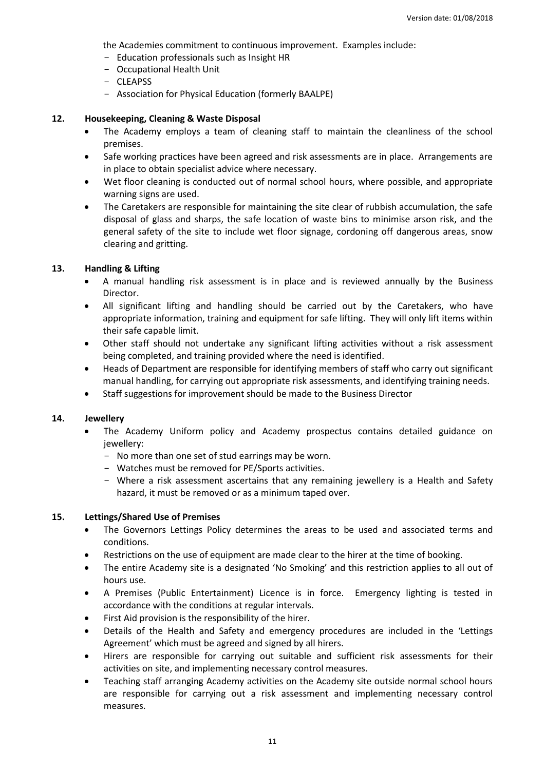the Academies commitment to continuous improvement. Examples include:

- Education professionals such as Insight HR
- Occupational Health Unit
- CLEAPSS
- Association for Physical Education (formerly BAALPE)

**12. Housekeeping, Cleaning & Waste Disposal**

- The Academy employs a team of cleaning staff to maintain the cleanliness of the school premises.
- Safe working practices have been agreed and risk assessments are in place. Arrangements are in place to obtain specialist advice where necessary.
- Wet floor cleaning is conducted out of normal school hours, where possible, and appropriate warning signs are used.
- The Caretakers are responsible for maintaining the site clear of rubbish accumulation, the safe disposal of glass and sharps, the safe location of waste bins to minimise arson risk, and the general safety of the site to include wet floor signage, cordoning off dangerous areas, snow clearing and gritting.

**13. Handling & Lifting**

- A manual handling risk assessment is in place and is reviewed annually by the Business Director.
- All significant lifting and handling should be carried out by the Caretakers, who have appropriate information, training and equipment for safe lifting. They will only lift items within their safe capable limit.
- Other staff should not undertake any significant lifting activities without a risk assessment being completed, and training provided where the need is identified.
- Heads of Department are responsible for identifying members of staff who carry out significant manual handling, for carrying out appropriate risk assessments, and identifying training needs.
- Staff suggestions for improvement should be made to the Business Director

**14. Jewellery**

- The Academy Uniform policy and Academy prospectus contains detailed guidance on jewellery:
  - No more than one set of stud earrings may be worn.
  - Watches must be removed for PE/Sports activities.
  - Where a risk assessment ascertains that any remaining jewellery is a Health and Safety hazard, it must be removed or as a minimum taped over.

**15. Lettings/Shared Use of Premises**

- The Governors Lettings Policy determines the areas to be used and associated terms and conditions.
- Restrictions on the use of equipment are made clear to the hirer at the time of booking.
- The entire Academy site is a designated 'No Smoking' and this restriction applies to all out of hours use.
- A Premises (Public Entertainment) Licence is in force. Emergency lighting is tested in accordance with the conditions at regular intervals.
- First Aid provision is the responsibility of the hirer.
- Details of the Health and Safety and emergency procedures are included in the 'Lettings Agreement' which must be agreed and signed by all hirers.
- Hirers are responsible for carrying out suitable and sufficient risk assessments for their activities on site, and implementing necessary control measures.
- Teaching staff arranging Academy activities on the Academy site outside normal school hours are responsible for carrying out a risk assessment and implementing necessary control measures.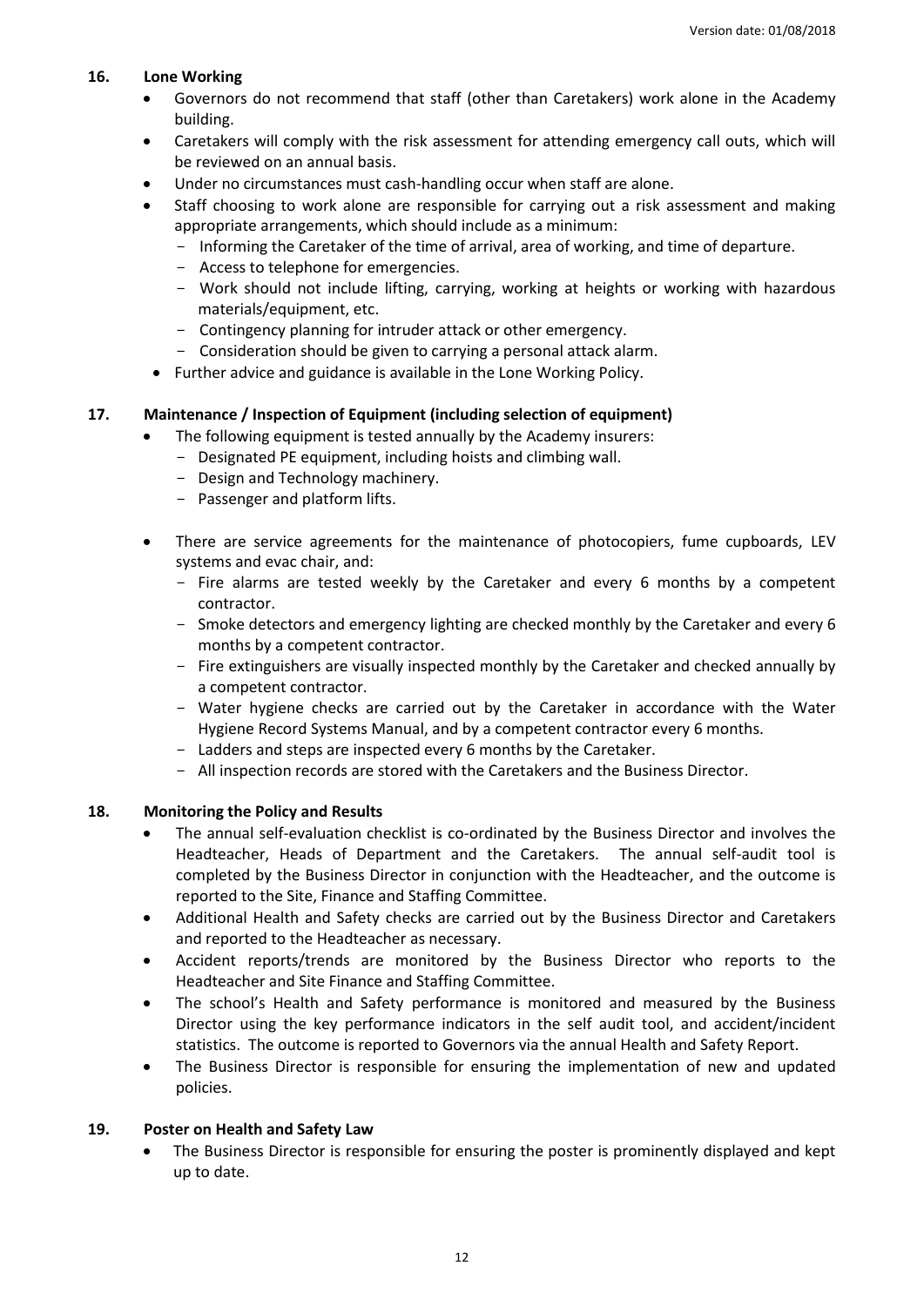## 16. Lone Working

- Governors do not recommend that staff (other than Caretakers) work alone in the Academy building.
- Caretakers will comply with the risk assessment for attending emergency call outs, which will be reviewed on an annual basis.
- Under no circumstances must cash-handling occur when staff are alone.
- Staff choosing to work alone are responsible for carrying out a risk assessment and making appropriate arrangements, which should include as a minimum:
  - Informing the Caretaker of the time of arrival, area of working, and time of departure.
  - Access to telephone for emergencies.
  - Work should not include lifting, carrying, working at heights or working with hazardous materials/equipment, etc.
  - Contingency planning for intruder attack or other emergency.
  - Consideration should be given to carrying a personal attack alarm.
- Further advice and guidance is available in the Lone Working Policy.

## 17. Maintenance / Inspection of Equipment (including selection of equipment)

- The following equipment is tested annually by the Academy insurers:
  - Designated PE equipment, including hoists and climbing wall.
  - Design and Technology machinery.
  - Passenger and platform lifts.
- There are service agreements for the maintenance of photocopiers, fume cupboards, LEV systems and evac chair, and:
  - Fire alarms are tested weekly by the Caretaker and every 6 months by a competent contractor.
  - Smoke detectors and emergency lighting are checked monthly by the Caretaker and every 6 months by a competent contractor.
  - Fire extinguishers are visually inspected monthly by the Caretaker and checked annually by a competent contractor.
  - Water hygiene checks are carried out by the Caretaker in accordance with the Water Hygiene Record Systems Manual, and by a competent contractor every 6 months.
  - Ladders and steps are inspected every 6 months by the Caretaker.
  - All inspection records are stored with the Caretakers and the Business Director.

## 18. Monitoring the Policy and Results

- The annual self-evaluation checklist is co-ordinated by the Business Director and involves the Headteacher, Heads of Department and the Caretakers. The annual self-audit tool is completed by the Business Director in conjunction with the Headteacher, and the outcome is reported to the Site, Finance and Staffing Committee.
- Additional Health and Safety checks are carried out by the Business Director and Caretakers and reported to the Headteacher as necessary.
- Accident reports/trends are monitored by the Business Director who reports to the Headteacher and Site Finance and Staffing Committee.
- The school's Health and Safety performance is monitored and measured by the Business Director using the key performance indicators in the self audit tool, and accident/incident statistics. The outcome is reported to Governors via the annual Health and Safety Report.
- The Business Director is responsible for ensuring the implementation of new and updated policies.

## 19. Poster on Health and Safety Law

- The Business Director is responsible for ensuring the poster is prominently displayed and kept up to date.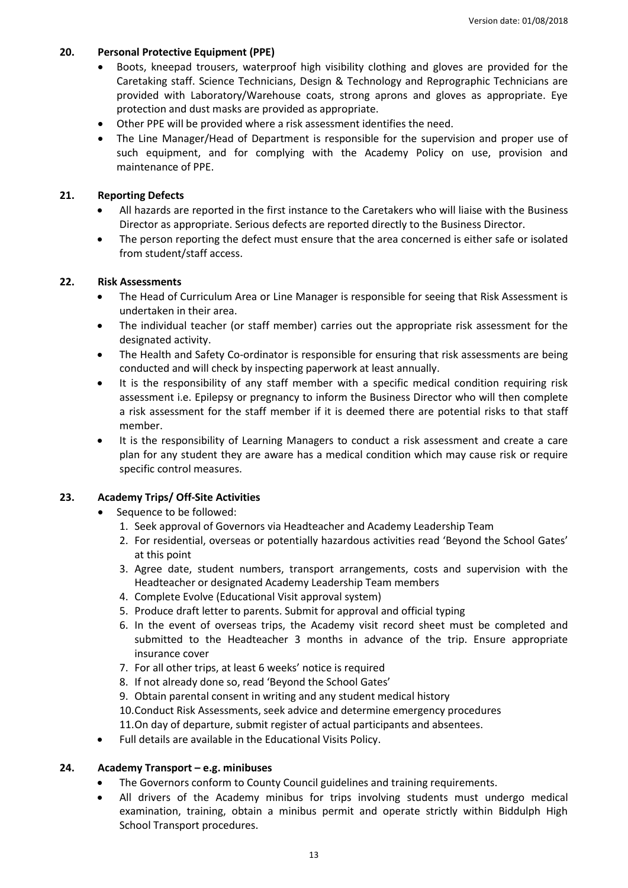## 20. Personal Protective Equipment (PPE)

- Boots, kneepad trousers, waterproof high visibility clothing and gloves are provided for the Caretaking staff. Science Technicians, Design & Technology and Reprographic Technicians are provided with Laboratory/Warehouse coats, strong aprons and gloves as appropriate. Eye protection and dust masks are provided as appropriate.
- Other PPE will be provided where a risk assessment identifies the need.
- The Line Manager/Head of Department is responsible for the supervision and proper use of such equipment, and for complying with the Academy Policy on use, provision and maintenance of PPE.

## 21. Reporting Defects

- All hazards are reported in the first instance to the Caretakers who will liaise with the Business Director as appropriate. Serious defects are reported directly to the Business Director.
- The person reporting the defect must ensure that the area concerned is either safe or isolated from student/staff access.

## 22. Risk Assessments

- The Head of Curriculum Area or Line Manager is responsible for seeing that Risk Assessment is undertaken in their area.
- The individual teacher (or staff member) carries out the appropriate risk assessment for the designated activity.
- The Health and Safety Co-ordinator is responsible for ensuring that risk assessments are being conducted and will check by inspecting paperwork at least annually.
- It is the responsibility of any staff member with a specific medical condition requiring risk assessment i.e. Epilepsy or pregnancy to inform the Business Director who will then complete a risk assessment for the staff member if it is deemed there are potential risks to that staff member.
- It is the responsibility of Learning Managers to conduct a risk assessment and create a care plan for any student they are aware has a medical condition which may cause risk or require specific control measures.

## 23. Academy Trips/ Off-Site Activities

- Sequence to be followed:
  1. Seek approval of Governors via Headteacher and Academy Leadership Team
  2. For residential, overseas or potentially hazardous activities read 'Beyond the School Gates' at this point
  3. Agree date, student numbers, transport arrangements, costs and supervision with the Headteacher or designated Academy Leadership Team members
  4. Complete Evolve (Educational Visit approval system)
  5. Produce draft letter to parents. Submit for approval and official typing
  6. In the event of overseas trips, the Academy visit record sheet must be completed and submitted to the Headteacher 3 months in advance of the trip. Ensure appropriate insurance cover
  7. For all other trips, at least 6 weeks' notice is required
  8. If not already done so, read 'Beyond the School Gates'
  9. Obtain parental consent in writing and any student medical history
  10. Conduct Risk Assessments, seek advice and determine emergency procedures
  11. On day of departure, submit register of actual participants and absentees.
- Full details are available in the Educational Visits Policy.

## 24. Academy Transport – e.g. minibuses

- The Governors conform to County Council guidelines and training requirements.
- All drivers of the Academy minibus for trips involving students must undergo medical examination, training, obtain a minibus permit and operate strictly within Biddulph High School Transport procedures.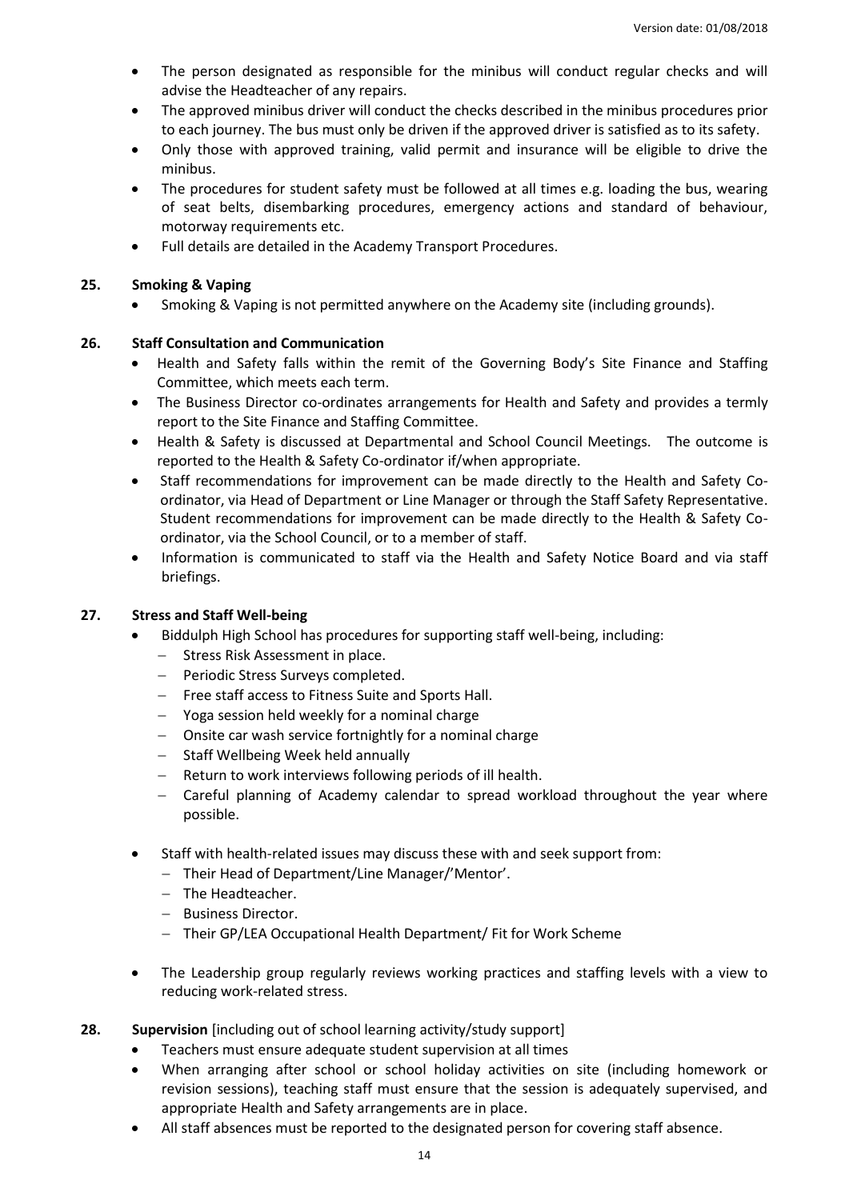- The person designated as responsible for the minibus will conduct regular checks and will advise the Headteacher of any repairs.
- The approved minibus driver will conduct the checks described in the minibus procedures prior to each journey. The bus must only be driven if the approved driver is satisfied as to its safety.
- Only those with approved training, valid permit and insurance will be eligible to drive the minibus.
- The procedures for student safety must be followed at all times e.g. loading the bus, wearing of seat belts, disembarking procedures, emergency actions and standard of behaviour, motorway requirements etc.
- Full details are detailed in the Academy Transport Procedures.

## 25. Smoking & Vaping

- Smoking & Vaping is not permitted anywhere on the Academy site (including grounds).

## 26. Staff Consultation and Communication

- Health and Safety falls within the remit of the Governing Body's Site Finance and Staffing Committee, which meets each term.
- The Business Director co-ordinates arrangements for Health and Safety and provides a termly report to the Site Finance and Staffing Committee.
- Health & Safety is discussed at Departmental and School Council Meetings. The outcome is reported to the Health & Safety Co-ordinator if/when appropriate.
- Staff recommendations for improvement can be made directly to the Health and Safety Co-ordinator, via Head of Department or Line Manager or through the Staff Safety Representative. Student recommendations for improvement can be made directly to the Health & Safety Co-ordinator, via the School Council, or to a member of staff.
- Information is communicated to staff via the Health and Safety Notice Board and via staff briefings.

## 27. Stress and Staff Well-being

- Biddulph High School has procedures for supporting staff well-being, including:
  - Stress Risk Assessment in place.
  - Periodic Stress Surveys completed.
  - Free staff access to Fitness Suite and Sports Hall.
  - Yoga session held weekly for a nominal charge
  - Onsite car wash service fortnightly for a nominal charge
  - Staff Wellbeing Week held annually
  - Return to work interviews following periods of ill health.
  - Careful planning of Academy calendar to spread workload throughout the year where possible.
- Staff with health-related issues may discuss these with and seek support from:
  - Their Head of Department/Line Manager/'Mentor'.
  - The Headteacher.
  - Business Director.
  - Their GP/LEA Occupational Health Department/ Fit for Work Scheme
- The Leadership group regularly reviews working practices and staffing levels with a view to reducing work-related stress.

## 28. Supervision [including out of school learning activity/study support]

- Teachers must ensure adequate student supervision at all times
- When arranging after school or school holiday activities on site (including homework or revision sessions), teaching staff must ensure that the session is adequately supervised, and appropriate Health and Safety arrangements are in place.
- All staff absences must be reported to the designated person for covering staff absence.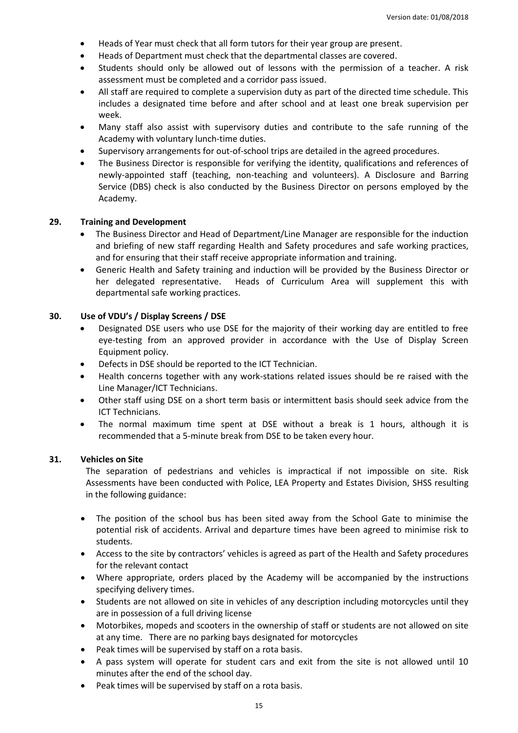- Heads of Year must check that all form tutors for their year group are present.
- Heads of Department must check that the departmental classes are covered.
- Students should only be allowed out of lessons with the permission of a teacher. A risk assessment must be completed and a corridor pass issued.
- All staff are required to complete a supervision duty as part of the directed time schedule. This includes a designated time before and after school and at least one break supervision per week.
- Many staff also assist with supervisory duties and contribute to the safe running of the Academy with voluntary lunch-time duties.
- Supervisory arrangements for out-of-school trips are detailed in the agreed procedures.
- The Business Director is responsible for verifying the identity, qualifications and references of newly-appointed staff (teaching, non-teaching and volunteers). A Disclosure and Barring Service (DBS) check is also conducted by the Business Director on persons employed by the Academy.

## 29. Training and Development

- The Business Director and Head of Department/Line Manager are responsible for the induction and briefing of new staff regarding Health and Safety procedures and safe working practices, and for ensuring that their staff receive appropriate information and training.
- Generic Health and Safety training and induction will be provided by the Business Director or her delegated representative. Heads of Curriculum Area will supplement this with departmental safe working practices.

## 30. Use of VDU's / Display Screens / DSE

- Designated DSE users who use DSE for the majority of their working day are entitled to free eye-testing from an approved provider in accordance with the Use of Display Screen Equipment policy.
- Defects in DSE should be reported to the ICT Technician.
- Health concerns together with any work-stations related issues should be re raised with the Line Manager/ICT Technicians.
- Other staff using DSE on a short term basis or intermittent basis should seek advice from the ICT Technicians.
- The normal maximum time spent at DSE without a break is 1 hours, although it is recommended that a 5-minute break from DSE to be taken every hour.

## 31. Vehicles on Site

The separation of pedestrians and vehicles is impractical if not impossible on site. Risk Assessments have been conducted with Police, LEA Property and Estates Division, SHSS resulting in the following guidance:

- The position of the school bus has been sited away from the School Gate to minimise the potential risk of accidents. Arrival and departure times have been agreed to minimise risk to students.
- Access to the site by contractors' vehicles is agreed as part of the Health and Safety procedures for the relevant contact
- Where appropriate, orders placed by the Academy will be accompanied by the instructions specifying delivery times.
- Students are not allowed on site in vehicles of any description including motorcycles until they are in possession of a full driving license
- Motorbikes, mopeds and scooters in the ownership of staff or students are not allowed on site at any time. There are no parking bays designated for motorcycles
- Peak times will be supervised by staff on a rota basis.
- A pass system will operate for student cars and exit from the site is not allowed until 10 minutes after the end of the school day.
- Peak times will be supervised by staff on a rota basis.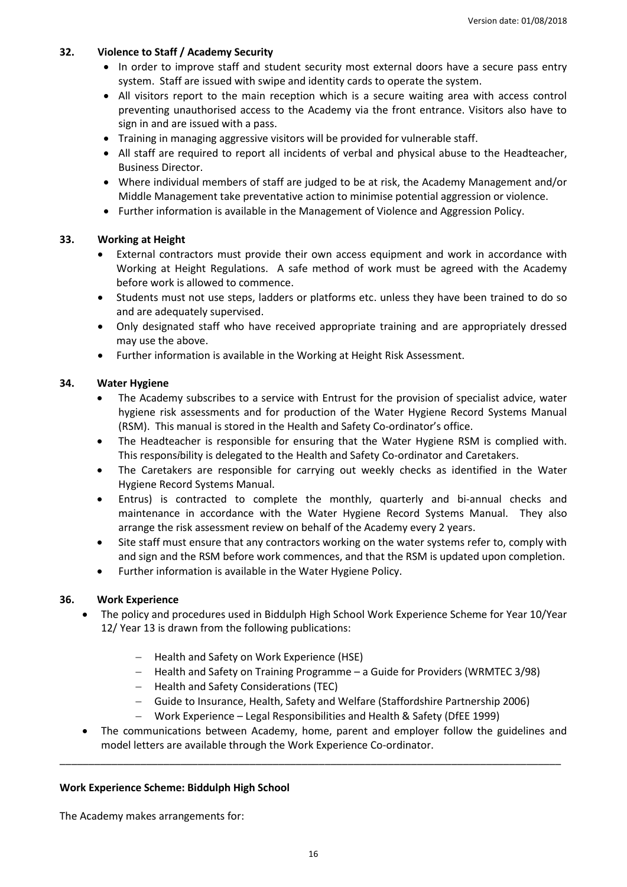### 32. Violence to Staff / Academy Security

- In order to improve staff and student security most external doors have a secure pass entry system. Staff are issued with swipe and identity cards to operate the system.
- All visitors report to the main reception which is a secure waiting area with access control preventing unauthorised access to the Academy via the front entrance. Visitors also have to sign in and are issued with a pass.
- Training in managing aggressive visitors will be provided for vulnerable staff.
- All staff are required to report all incidents of verbal and physical abuse to the Headteacher, Business Director.
- Where individual members of staff are judged to be at risk, the Academy Management and/or Middle Management take preventative action to minimise potential aggression or violence.
- Further information is available in the Management of Violence and Aggression Policy.

### 33. Working at Height

- External contractors must provide their own access equipment and work in accordance with Working at Height Regulations. A safe method of work must be agreed with the Academy before work is allowed to commence.
- Students must not use steps, ladders or platforms etc. unless they have been trained to do so and are adequately supervised.
- Only designated staff who have received appropriate training and are appropriately dressed may use the above.
- Further information is available in the Working at Height Risk Assessment.

### 34. Water Hygiene

- The Academy subscribes to a service with Entrust for the provision of specialist advice, water hygiene risk assessments and for production of the Water Hygiene Record Systems Manual (RSM). This manual is stored in the Health and Safety Co-ordinator's office.
- The Headteacher is responsible for ensuring that the Water Hygiene RSM is complied with. This respons*i*bility is delegated to the Health and Safety Co-ordinator and Caretakers.
- The Caretakers are responsible for carrying out weekly checks as identified in the Water Hygiene Record Systems Manual.
- Entrus) is contracted to complete the monthly, quarterly and bi-annual checks and maintenance in accordance with the Water Hygiene Record Systems Manual. They also arrange the risk assessment review on behalf of the Academy every 2 years.
- Site staff must ensure that any contractors working on the water systems refer to, comply with and sign and the RSM before work commences, and that the RSM is updated upon completion.
- Further information is available in the Water Hygiene Policy.

### 36. Work Experience

- The policy and procedures used in Biddulph High School Work Experience Scheme for Year 10/Year 12/ Year 13 is drawn from the following publications:
  - Health and Safety on Work Experience (HSE)
  - Health and Safety on Training Programme – a Guide for Providers (WRMTEC 3/98)
  - Health and Safety Considerations (TEC)
  - Guide to Insurance, Health, Safety and Welfare (Staffordshire Partnership 2006)
  - Work Experience – Legal Responsibilities and Health & Safety (DfEE 1999)
- The communications between Academy, home, parent and employer follow the guidelines and model letters are available through the Work Experience Co-ordinator.

---

**Work Experience Scheme: Biddulph High School**

The Academy makes arrangements for: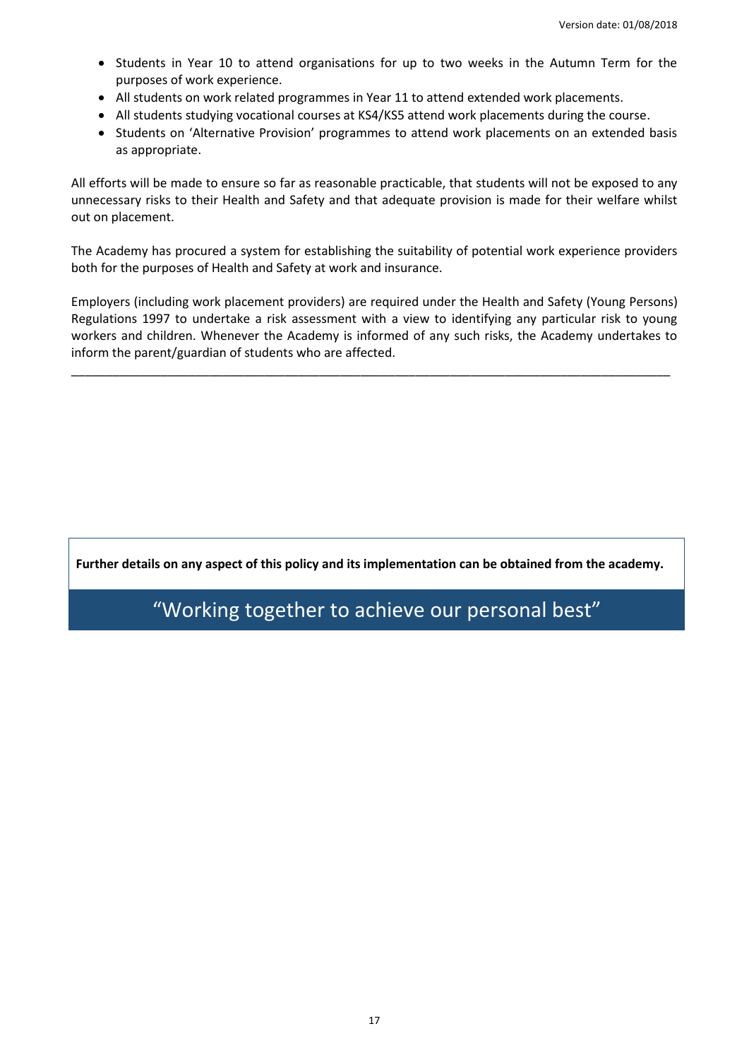- Students in Year 10 to attend organisations for up to two weeks in the Autumn Term for the purposes of work experience.
- All students on work related programmes in Year 11 to attend extended work placements.
- All students studying vocational courses at KS4/KS5 attend work placements during the course.
- Students on 'Alternative Provision' programmes to attend work placements on an extended basis as appropriate.

All efforts will be made to ensure so far as reasonable practicable, that students will not be exposed to any unnecessary risks to their Health and Safety and that adequate provision is made for their welfare whilst out on placement.

The Academy has procured a system for establishing the suitability of potential work experience providers both for the purposes of Health and Safety at work and insurance.

Employers (including work placement providers) are required under the Health and Safety (Young Persons) Regulations 1997 to undertake a risk assessment with a view to identifying any particular risk to young workers and children. Whenever the Academy is informed of any such risks, the Academy undertakes to inform the parent/guardian of students who are affected.

---

**Further details on any aspect of this policy and its implementation can be obtained from the academy.**

"Working together to achieve our personal best"